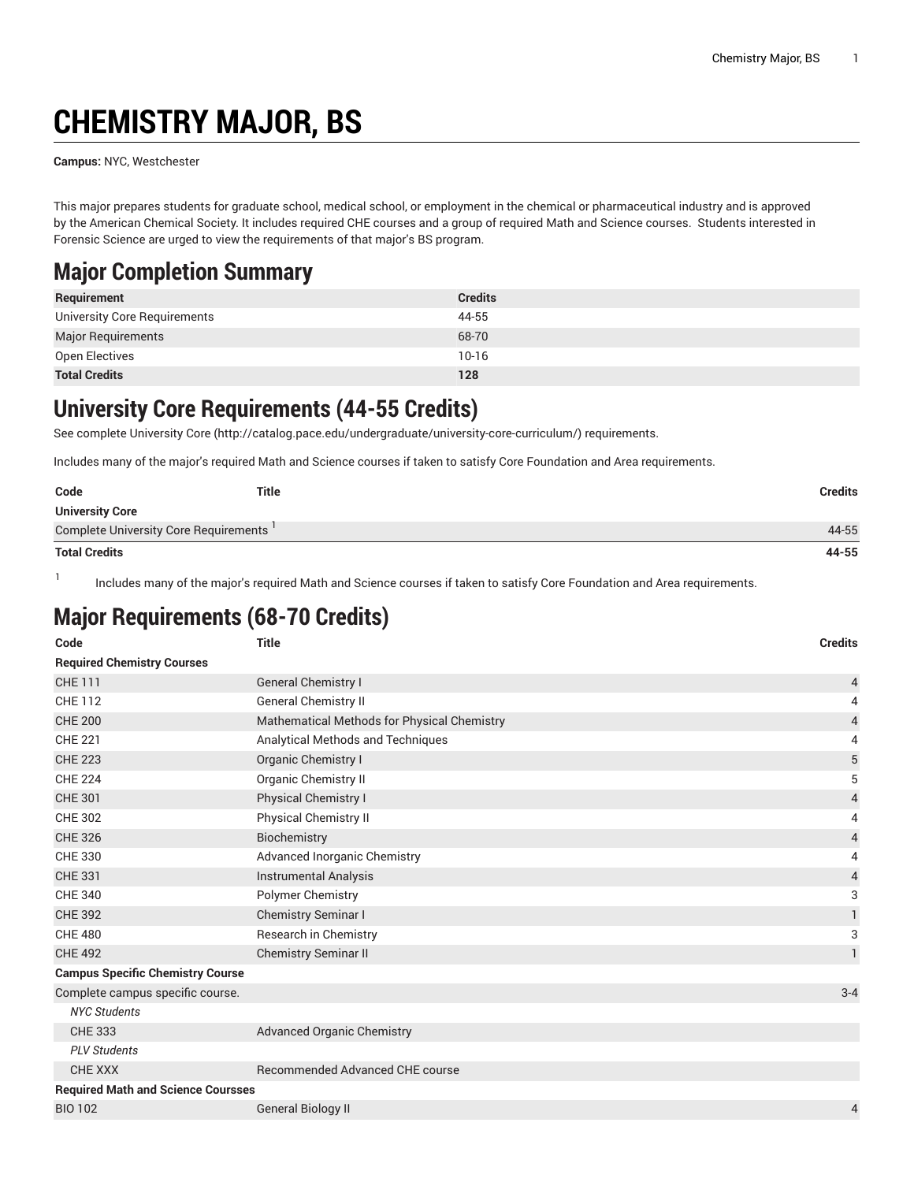# CHEMISTRY MAJOR, BS

**Campus:** NYC, Westchester

This major prepares students for graduate school, medical school, or employment in the chemical or pharmaceutical industry and is approved by the American Chemical Society. It includes required CHE courses and a group of required Math and Science courses. Students interested in Forensic Science are urged to view the requirements of that major's BS program.

## Major Completion Summary

| Requirement | Credits |
|---|---|
| University Core Requirements | 44-55 |
| Major Requirements | 68-70 |
| Open Electives | 10-16 |
| **Total Credits** | **128** |

## University Core Requirements (44-55 Credits)

See complete University Core (http://catalog.pace.edu/undergraduate/university-core-curriculum/) requirements.

Includes many of the major's required Math and Science courses if taken to satisfy Core Foundation and Area requirements.

| Code | Title | Credits |
|---|---|---|
| **University Core** | | |
| Complete University Core Requirements [1] | | 44-55 |
| **Total Credits** | | **44-55** |

[1] Includes many of the major's required Math and Science courses if taken to satisfy Core Foundation and Area requirements.

## Major Requirements (68-70 Credits)

| Code | Title | Credits |
|---|---|---|
| **Required Chemistry Courses** | | |
| CHE 111 | General Chemistry I | 4 |
| CHE 112 | General Chemistry II | 4 |
| CHE 200 | Mathematical Methods for Physical Chemistry | 4 |
| CHE 221 | Analytical Methods and Techniques | 4 |
| CHE 223 | Organic Chemistry I | 5 |
| CHE 224 | Organic Chemistry II | 5 |
| CHE 301 | Physical Chemistry I | 4 |
| CHE 302 | Physical Chemistry II | 4 |
| CHE 326 | Biochemistry | 4 |
| CHE 330 | Advanced Inorganic Chemistry | 4 |
| CHE 331 | Instrumental Analysis | 4 |
| CHE 340 | Polymer Chemistry | 3 |
| CHE 392 | Chemistry Seminar I | 1 |
| CHE 480 | Research in Chemistry | 3 |
| CHE 492 | Chemistry Seminar II | 1 |
| **Campus Specific Chemistry Course** | | |
| Complete campus specific course. | | 3-4 |
| *NYC Students* | | |
| CHE 333 | Advanced Organic Chemistry | |
| *PLV Students* | | |
| CHE XXX | Recommended Advanced CHE course | |
| **Required Math and Science Coursses** | | |
| BIO 102 | General Biology II | 4 |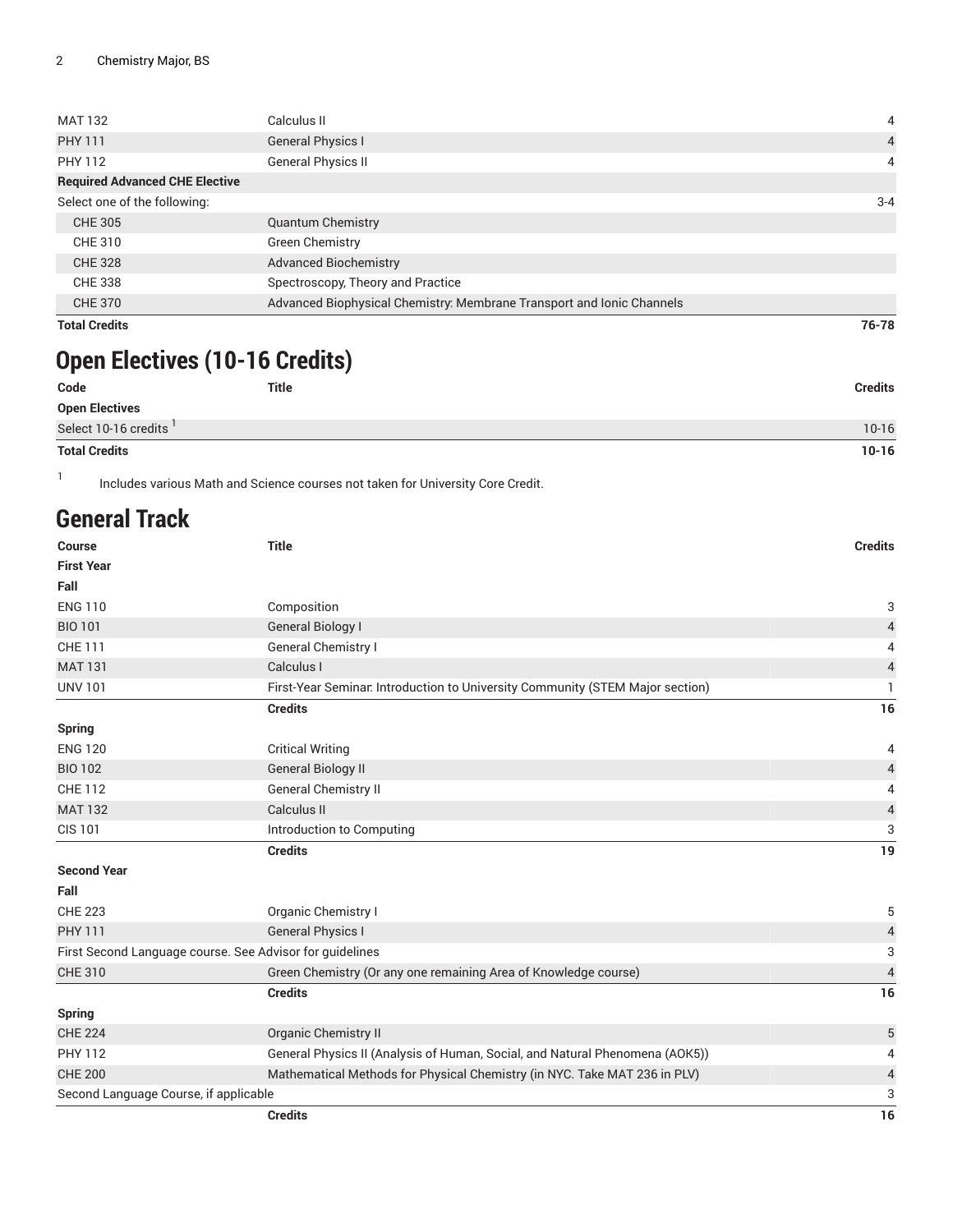| | | |
|---|---|---|
| MAT 132 | Calculus II | 4 |
| PHY 111 | General Physics I | 4 |
| PHY 112 | General Physics II | 4 |
| **Required Advanced CHE Elective** | | |
| Select one of the following: | | 3-4 |
| CHE 305 | Quantum Chemistry | |
| CHE 310 | Green Chemistry | |
| CHE 328 | Advanced Biochemistry | |
| CHE 338 | Spectroscopy, Theory and Practice | |
| CHE 370 | Advanced Biophysical Chemistry: Membrane Transport and Ionic Channels | |
| **Total Credits** | | **76-78** |

# Open Electives (10-16 Credits)

| Code | Title | Credits |
|---|---|---|
| **Open Electives** | | |
| Select 10-16 credits [1] | | 10-16 |
| **Total Credits** | | **10-16** |

1 Includes various Math and Science courses not taken for University Core Credit.

# General Track

| Course | Title | Credits |
|---|---|---|
| **First Year** | | |
| **Fall** | | |
| ENG 110 | Composition | 3 |
| BIO 101 | General Biology I | 4 |
| CHE 111 | General Chemistry I | 4 |
| MAT 131 | Calculus I | 4 |
| UNV 101 | First-Year Seminar: Introduction to University Community (STEM Major section) | 1 |
| | **Credits** | **16** |
| **Spring** | | |
| ENG 120 | Critical Writing | 4 |
| BIO 102 | General Biology II | 4 |
| CHE 112 | General Chemistry II | 4 |
| MAT 132 | Calculus II | 4 |
| CIS 101 | Introduction to Computing | 3 |
| | **Credits** | **19** |
| **Second Year** | | |
| **Fall** | | |
| CHE 223 | Organic Chemistry I | 5 |
| PHY 111 | General Physics I | 4 |
| First Second Language course. See Advisor for guidelines | | 3 |
| CHE 310 | Green Chemistry (Or any one remaining Area of Knowledge course) | 4 |
| | **Credits** | **16** |
| **Spring** | | |
| CHE 224 | Organic Chemistry II | 5 |
| PHY 112 | General Physics II (Analysis of Human, Social, and Natural Phenomena (AOK5)) | 4 |
| CHE 200 | Mathematical Methods for Physical Chemistry (in NYC. Take MAT 236 in PLV) | 4 |
| Second Language Course, if applicable | | 3 |
| | **Credits** | **16** |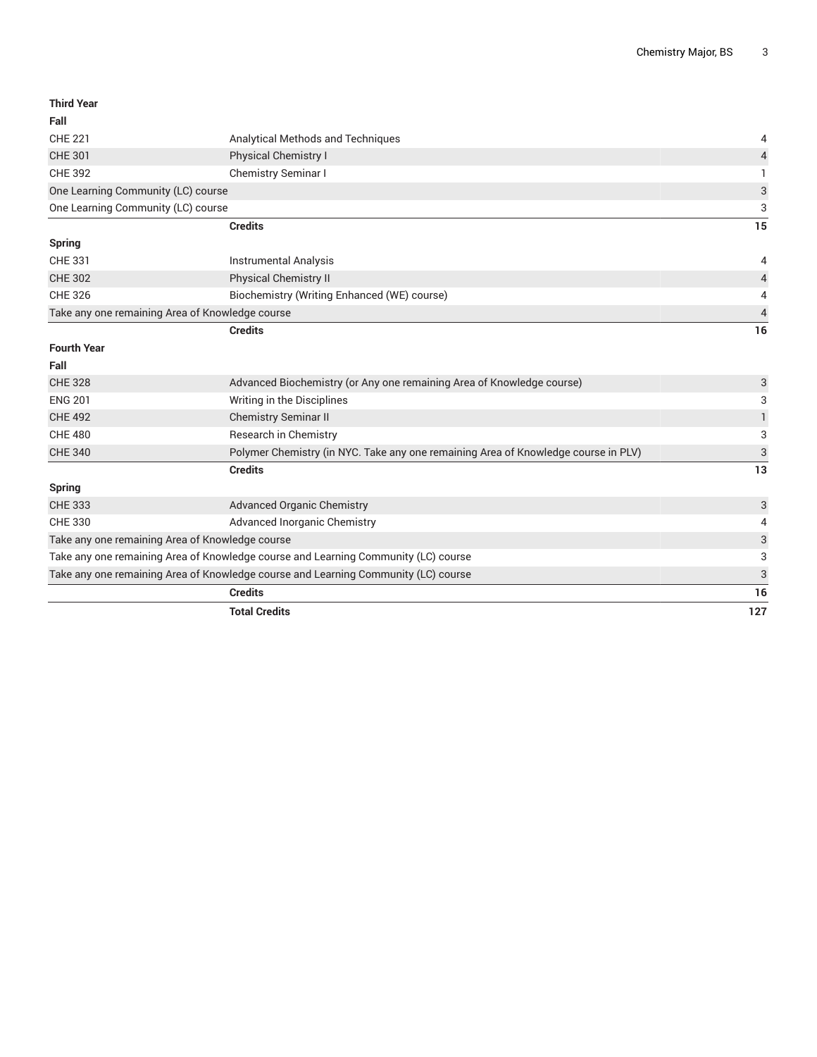| | | |
|---|---|---|
| **Third Year** | | |
| **Fall** | | |
| CHE 221 | Analytical Methods and Techniques | 4 |
| CHE 301 | Physical Chemistry I | 4 |
| CHE 392 | Chemistry Seminar I | 1 |
| One Learning Community (LC) course | | 3 |
| One Learning Community (LC) course | | 3 |
| | **Credits** | **15** |
| **Spring** | | |
| CHE 331 | Instrumental Analysis | 4 |
| CHE 302 | Physical Chemistry II | 4 |
| CHE 326 | Biochemistry (Writing Enhanced (WE) course) | 4 |
| Take any one remaining Area of Knowledge course | | 4 |
| | **Credits** | **16** |
| **Fourth Year** | | |
| **Fall** | | |
| CHE 328 | Advanced Biochemistry (or Any one remaining Area of Knowledge course) | 3 |
| ENG 201 | Writing in the Disciplines | 3 |
| CHE 492 | Chemistry Seminar II | 1 |
| CHE 480 | Research in Chemistry | 3 |
| CHE 340 | Polymer Chemistry (in NYC. Take any one remaining Area of Knowledge course in PLV) | 3 |
| | **Credits** | **13** |
| **Spring** | | |
| CHE 333 | Advanced Organic Chemistry | 3 |
| CHE 330 | Advanced Inorganic Chemistry | 4 |
| Take any one remaining Area of Knowledge course | | 3 |
| Take any one remaining Area of Knowledge course and Learning Community (LC) course | | 3 |
| Take any one remaining Area of Knowledge course and Learning Community (LC) course | | 3 |
| | **Credits** | **16** |
| | **Total Credits** | **127** |